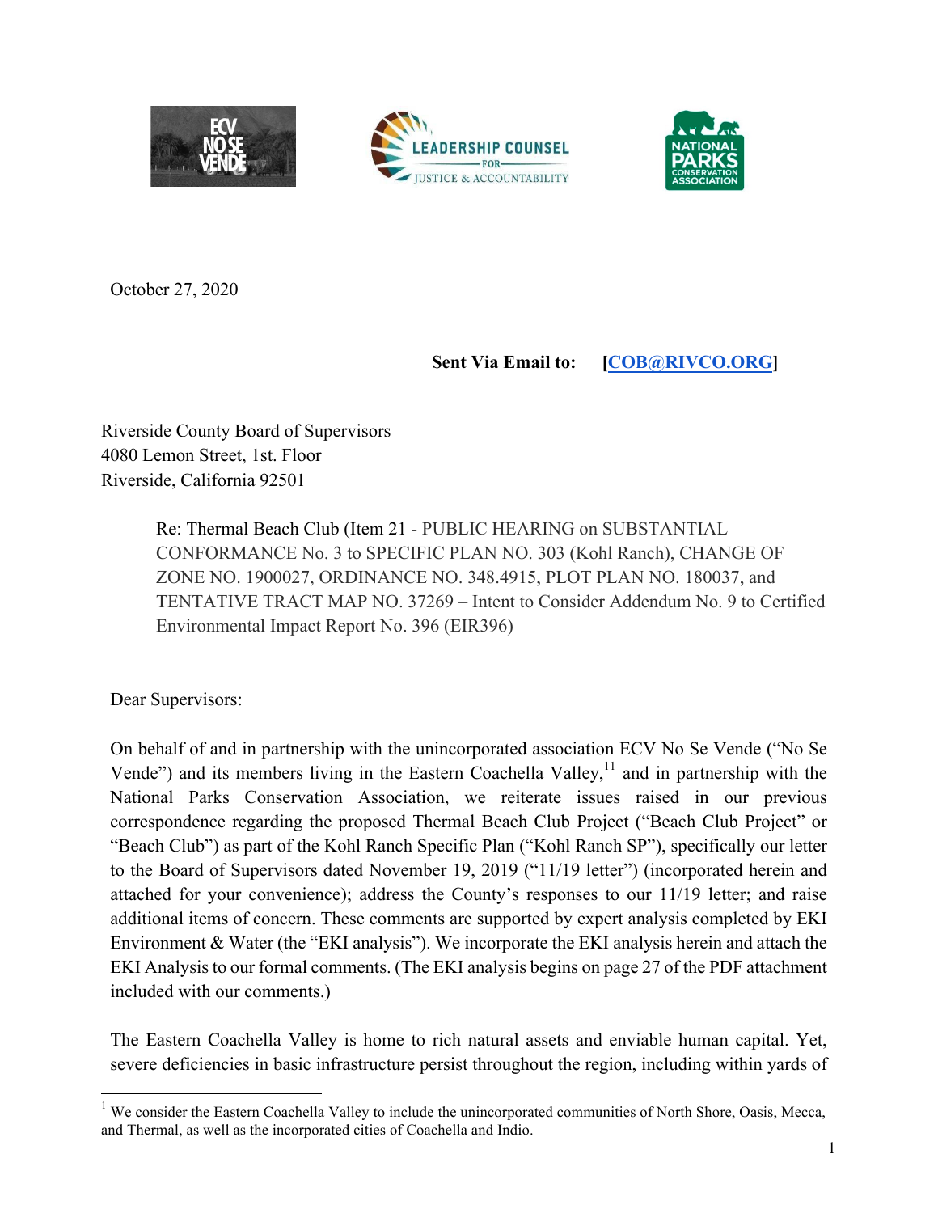October 27, 2020

**Sent Via Email to: [COB@RIVCO.ORG]**

Riverside County Board of Supervisors
4080 Lemon Street, 1st. Floor
Riverside, California 92501

Re: Thermal Beach Club (Item 21 - PUBLIC HEARING on SUBSTANTIAL CONFORMANCE No. 3 to SPECIFIC PLAN NO. 303 (Kohl Ranch), CHANGE OF ZONE NO. 1900027, ORDINANCE NO. 348.4915, PLOT PLAN NO. 180037, and TENTATIVE TRACT MAP NO. 37269 – Intent to Consider Addendum No. 9 to Certified Environmental Impact Report No. 396 (EIR396)

Dear Supervisors:

On behalf of and in partnership with the unincorporated association ECV No Se Vende ("No Se Vende") and its members living in the Eastern Coachella Valley,[11] and in partnership with the National Parks Conservation Association, we reiterate issues raised in our previous correspondence regarding the proposed Thermal Beach Club Project ("Beach Club Project" or "Beach Club") as part of the Kohl Ranch Specific Plan ("Kohl Ranch SP"), specifically our letter to the Board of Supervisors dated November 19, 2019 ("11/19 letter") (incorporated herein and attached for your convenience); address the County's responses to our 11/19 letter; and raise additional items of concern. These comments are supported by expert analysis completed by EKI Environment & Water (the "EKI analysis"). We incorporate the EKI analysis herein and attach the EKI Analysis to our formal comments. (The EKI analysis begins on page 27 of the PDF attachment included with our comments.)

The Eastern Coachella Valley is home to rich natural assets and enviable human capital. Yet, severe deficiencies in basic infrastructure persist throughout the region, including within yards of

[1] We consider the Eastern Coachella Valley to include the unincorporated communities of North Shore, Oasis, Mecca, and Thermal, as well as the incorporated cities of Coachella and Indio.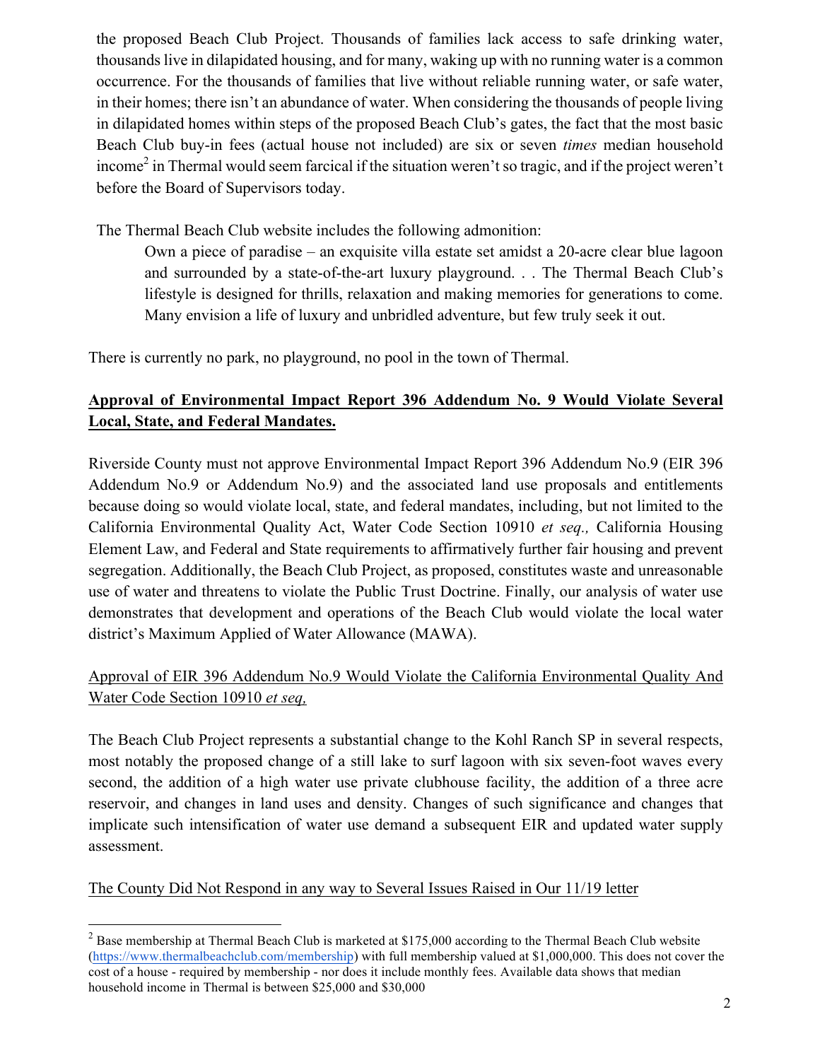the proposed Beach Club Project. Thousands of families lack access to safe drinking water, thousands live in dilapidated housing, and for many, waking up with no running water is a common occurrence. For the thousands of families that live without reliable running water, or safe water, in their homes; there isn't an abundance of water. When considering the thousands of people living in dilapidated homes within steps of the proposed Beach Club's gates, the fact that the most basic Beach Club buy-in fees (actual house not included) are six or seven *times* median household income[2] in Thermal would seem farcical if the situation weren't so tragic, and if the project weren't before the Board of Supervisors today.

The Thermal Beach Club website includes the following admonition:

> Own a piece of paradise – an exquisite villa estate set amidst a 20-acre clear blue lagoon and surrounded by a state-of-the-art luxury playground. . . The Thermal Beach Club's lifestyle is designed for thrills, relaxation and making memories for generations to come. Many envision a life of luxury and unbridled adventure, but few truly seek it out.

There is currently no park, no playground, no pool in the town of Thermal.

## **<u>Approval of Environmental Impact Report 396 Addendum No. 9 Would Violate Several Local, State, and Federal Mandates.</u>**

Riverside County must not approve Environmental Impact Report 396 Addendum No.9 (EIR 396 Addendum No.9 or Addendum No.9) and the associated land use proposals and entitlements because doing so would violate local, state, and federal mandates, including, but not limited to the California Environmental Quality Act, Water Code Section 10910 *et seq.,* California Housing Element Law, and Federal and State requirements to affirmatively further fair housing and prevent segregation. Additionally, the Beach Club Project, as proposed, constitutes waste and unreasonable use of water and threatens to violate the Public Trust Doctrine. Finally, our analysis of water use demonstrates that development and operations of the Beach Club would violate the local water district's Maximum Applied of Water Allowance (MAWA).

### <u>Approval of EIR 396 Addendum No.9 Would Violate the California Environmental Quality And Water Code Section 10910 *et seq,*</u>

The Beach Club Project represents a substantial change to the Kohl Ranch SP in several respects, most notably the proposed change of a still lake to surf lagoon with six seven-foot waves every second, the addition of a high water use private clubhouse facility, the addition of a three acre reservoir, and changes in land uses and density. Changes of such significance and changes that implicate such intensification of water use demand a subsequent EIR and updated water supply assessment.

### <u>The County Did Not Respond in any way to Several Issues Raised in Our 11/19 letter</u>

---

[2] Base membership at Thermal Beach Club is marketed at $175,000 according to the Thermal Beach Club website (https://www.thermalbeachclub.com/membership) with full membership valued at $1,000,000. This does not cover the cost of a house - required by membership - nor does it include monthly fees. Available data shows that median household income in Thermal is between $25,000 and $30,000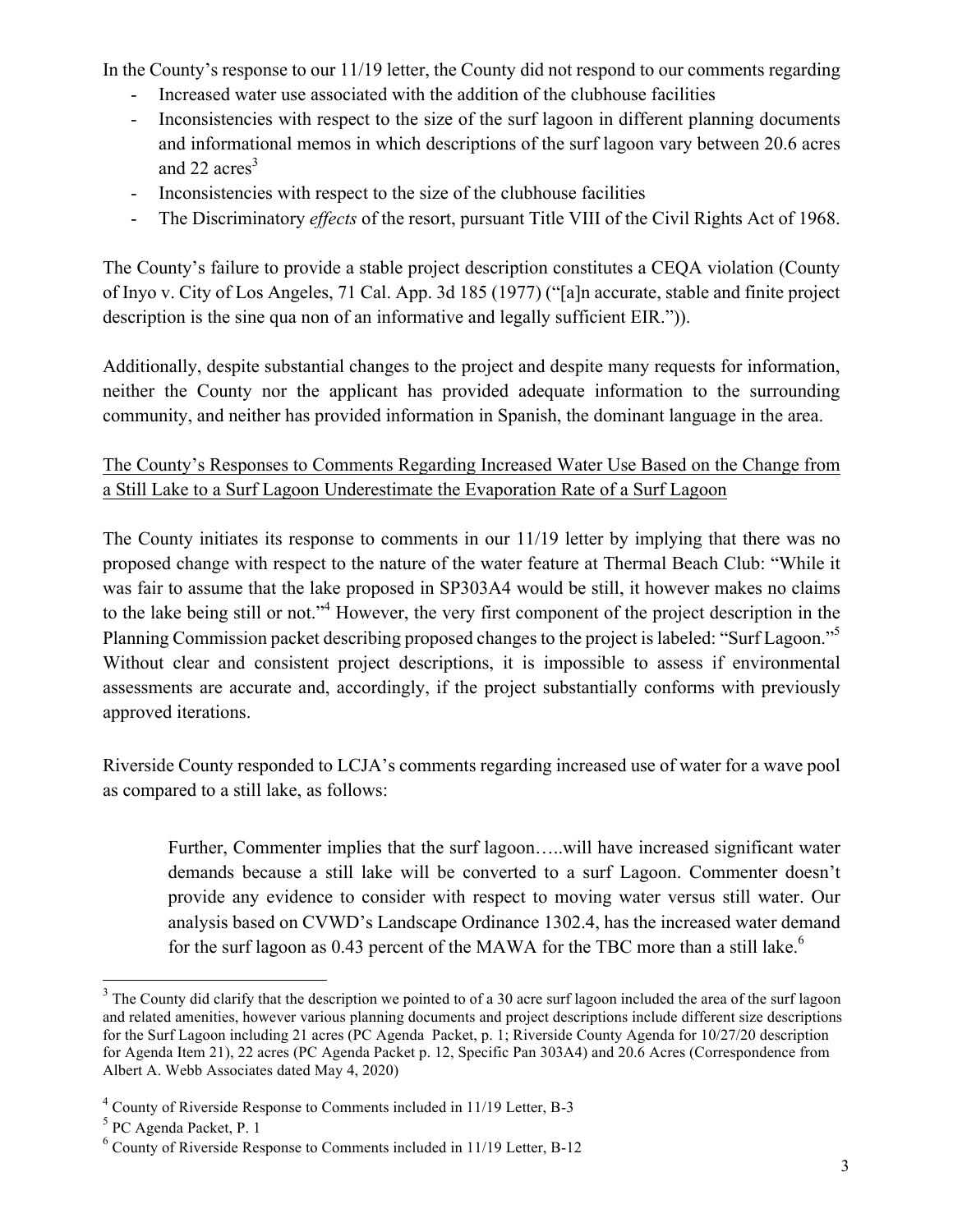In the County's response to our 11/19 letter, the County did not respond to our comments regarding

- Increased water use associated with the addition of the clubhouse facilities
- Inconsistencies with respect to the size of the surf lagoon in different planning documents and informational memos in which descriptions of the surf lagoon vary between 20.6 acres and 22 acres[3]
- Inconsistencies with respect to the size of the clubhouse facilities
- The Discriminatory *effects* of the resort, pursuant Title VIII of the Civil Rights Act of 1968.

The County's failure to provide a stable project description constitutes a CEQA violation (County of Inyo v. City of Los Angeles, 71 Cal. App. 3d 185 (1977) ("[a]n accurate, stable and finite project description is the sine qua non of an informative and legally sufficient EIR.")).

Additionally, despite substantial changes to the project and despite many requests for information, neither the County nor the applicant has provided adequate information to the surrounding community, and neither has provided information in Spanish, the dominant language in the area.

<u>The County's Responses to Comments Regarding Increased Water Use Based on the Change from a Still Lake to a Surf Lagoon Underestimate the Evaporation Rate of a Surf Lagoon</u>

The County initiates its response to comments in our 11/19 letter by implying that there was no proposed change with respect to the nature of the water feature at Thermal Beach Club: "While it was fair to assume that the lake proposed in SP303A4 would be still, it however makes no claims to the lake being still or not."[4] However, the very first component of the project description in the Planning Commission packet describing proposed changes to the project is labeled: "Surf Lagoon."[5] Without clear and consistent project descriptions, it is impossible to assess if environmental assessments are accurate and, accordingly, if the project substantially conforms with previously approved iterations.

Riverside County responded to LCJA's comments regarding increased use of water for a wave pool as compared to a still lake, as follows:

> Further, Commenter implies that the surf lagoon…..will have increased significant water demands because a still lake will be converted to a surf Lagoon. Commenter doesn't provide any evidence to consider with respect to moving water versus still water. Our analysis based on CVWD's Landscape Ordinance 1302.4, has the increased water demand for the surf lagoon as 0.43 percent of the MAWA for the TBC more than a still lake.[6]

---

[3] The County did clarify that the description we pointed to of a 30 acre surf lagoon included the area of the surf lagoon and related amenities, however various planning documents and project descriptions include different size descriptions for the Surf Lagoon including 21 acres (PC Agenda Packet, p. 1; Riverside County Agenda for 10/27/20 description for Agenda Item 21), 22 acres (PC Agenda Packet p. 12, Specific Pan 303A4) and 20.6 Acres (Correspondence from Albert A. Webb Associates dated May 4, 2020)

[4] County of Riverside Response to Comments included in 11/19 Letter, B-3

[5] PC Agenda Packet, P. 1

[6] County of Riverside Response to Comments included in 11/19 Letter, B-12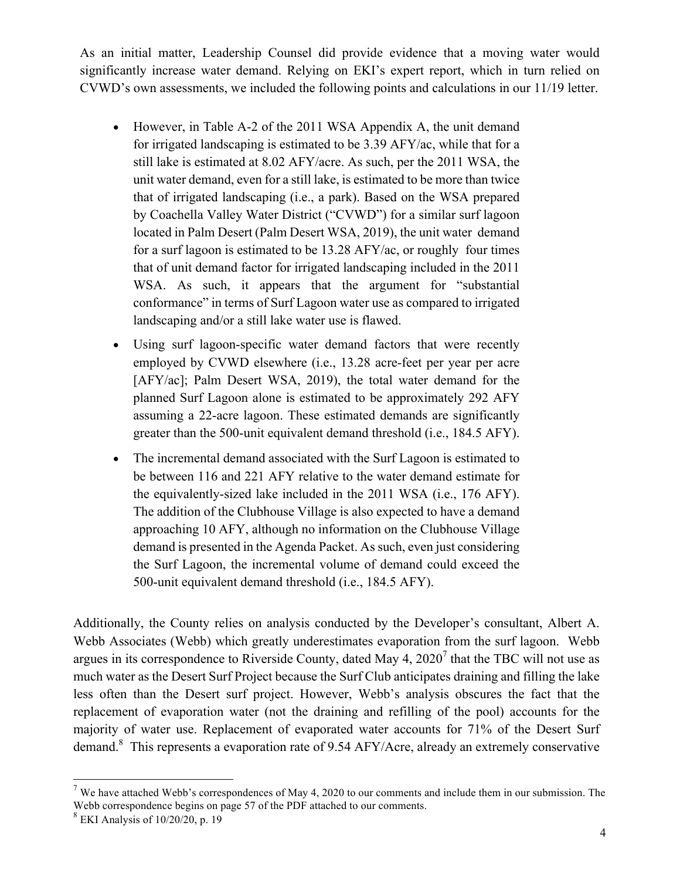As an initial matter, Leadership Counsel did provide evidence that a moving water would significantly increase water demand. Relying on EKI's expert report, which in turn relied on CVWD's own assessments, we included the following points and calculations in our 11/19 letter.

> - However, in Table A-2 of the 2011 WSA Appendix A, the unit demand for irrigated landscaping is estimated to be 3.39 AFY/ac, while that for a still lake is estimated at 8.02 AFY/acre. As such, per the 2011 WSA, the unit water demand, even for a still lake, is estimated to be more than twice that of irrigated landscaping (i.e., a park). Based on the WSA prepared by Coachella Valley Water District ("CVWD") for a similar surf lagoon located in Palm Desert (Palm Desert WSA, 2019), the unit water demand for a surf lagoon is estimated to be 13.28 AFY/ac, or roughly four times that of unit demand factor for irrigated landscaping included in the 2011 WSA. As such, it appears that the argument for "substantial conformance" in terms of Surf Lagoon water use as compared to irrigated landscaping and/or a still lake water use is flawed.
> - Using surf lagoon-specific water demand factors that were recently employed by CVWD elsewhere (i.e., 13.28 acre-feet per year per acre [AFY/ac]; Palm Desert WSA, 2019), the total water demand for the planned Surf Lagoon alone is estimated to be approximately 292 AFY assuming a 22-acre lagoon. These estimated demands are significantly greater than the 500-unit equivalent demand threshold (i.e., 184.5 AFY).
> - The incremental demand associated with the Surf Lagoon is estimated to be between 116 and 221 AFY relative to the water demand estimate for the equivalently-sized lake included in the 2011 WSA (i.e., 176 AFY). The addition of the Clubhouse Village is also expected to have a demand approaching 10 AFY, although no information on the Clubhouse Village demand is presented in the Agenda Packet. As such, even just considering the Surf Lagoon, the incremental volume of demand could exceed the 500-unit equivalent demand threshold (i.e., 184.5 AFY).

Additionally, the County relies on analysis conducted by the Developer's consultant, Albert A. Webb Associates (Webb) which greatly underestimates evaporation from the surf lagoon. Webb argues in its correspondence to Riverside County, dated May 4, 2020[7] that the TBC will not use as much water as the Desert Surf Project because the Surf Club anticipates draining and filling the lake less often than the Desert surf project. However, Webb's analysis obscures the fact that the replacement of evaporation water (not the draining and refilling of the pool) accounts for the majority of water use. Replacement of evaporated water accounts for 71% of the Desert Surf demand.[8] This represents a evaporation rate of 9.54 AFY/Acre, already an extremely conservative

---

[7] We have attached Webb's correspondences of May 4, 2020 to our comments and include them in our submission. The Webb correspondence begins on page 57 of the PDF attached to our comments.

[8] EKI Analysis of 10/20/20, p. 19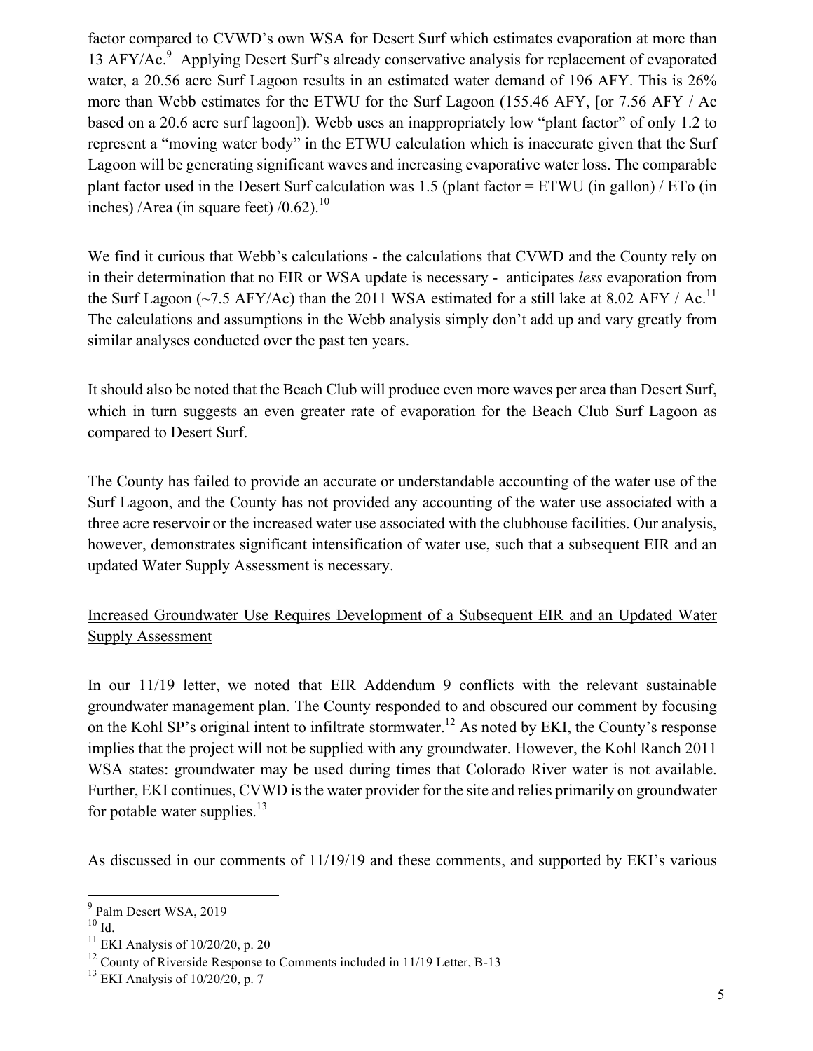factor compared to CVWD's own WSA for Desert Surf which estimates evaporation at more than 13 AFY/Ac.[9] Applying Desert Surf's already conservative analysis for replacement of evaporated water, a 20.56 acre Surf Lagoon results in an estimated water demand of 196 AFY. This is 26% more than Webb estimates for the ETWU for the Surf Lagoon (155.46 AFY, [or 7.56 AFY / Ac based on a 20.6 acre surf lagoon]). Webb uses an inappropriately low "plant factor" of only 1.2 to represent a "moving water body" in the ETWU calculation which is inaccurate given that the Surf Lagoon will be generating significant waves and increasing evaporative water loss. The comparable plant factor used in the Desert Surf calculation was 1.5 (plant factor = ETWU (in gallon) / ETo (in inches) /Area (in square feet) /0.62).[10]

We find it curious that Webb's calculations - the calculations that CVWD and the County rely on in their determination that no EIR or WSA update is necessary - anticipates *less* evaporation from the Surf Lagoon (~7.5 AFY/Ac) than the 2011 WSA estimated for a still lake at 8.02 AFY / Ac.[11] The calculations and assumptions in the Webb analysis simply don't add up and vary greatly from similar analyses conducted over the past ten years.

It should also be noted that the Beach Club will produce even more waves per area than Desert Surf, which in turn suggests an even greater rate of evaporation for the Beach Club Surf Lagoon as compared to Desert Surf.

The County has failed to provide an accurate or understandable accounting of the water use of the Surf Lagoon, and the County has not provided any accounting of the water use associated with a three acre reservoir or the increased water use associated with the clubhouse facilities. Our analysis, however, demonstrates significant intensification of water use, such that a subsequent EIR and an updated Water Supply Assessment is necessary.

<u>Increased Groundwater Use Requires Development of a Subsequent EIR and an Updated Water Supply Assessment</u>

In our 11/19 letter, we noted that EIR Addendum 9 conflicts with the relevant sustainable groundwater management plan. The County responded to and obscured our comment by focusing on the Kohl SP's original intent to infiltrate stormwater.[12] As noted by EKI, the County's response implies that the project will not be supplied with any groundwater. However, the Kohl Ranch 2011 WSA states: groundwater may be used during times that Colorado River water is not available. Further, EKI continues, CVWD is the water provider for the site and relies primarily on groundwater for potable water supplies.[13]

As discussed in our comments of 11/19/19 and these comments, and supported by EKI's various

---

[9] Palm Desert WSA, 2019

[10] Id.

[11] EKI Analysis of 10/20/20, p. 20

[12] County of Riverside Response to Comments included in 11/19 Letter, B-13

[13] EKI Analysis of 10/20/20, p. 7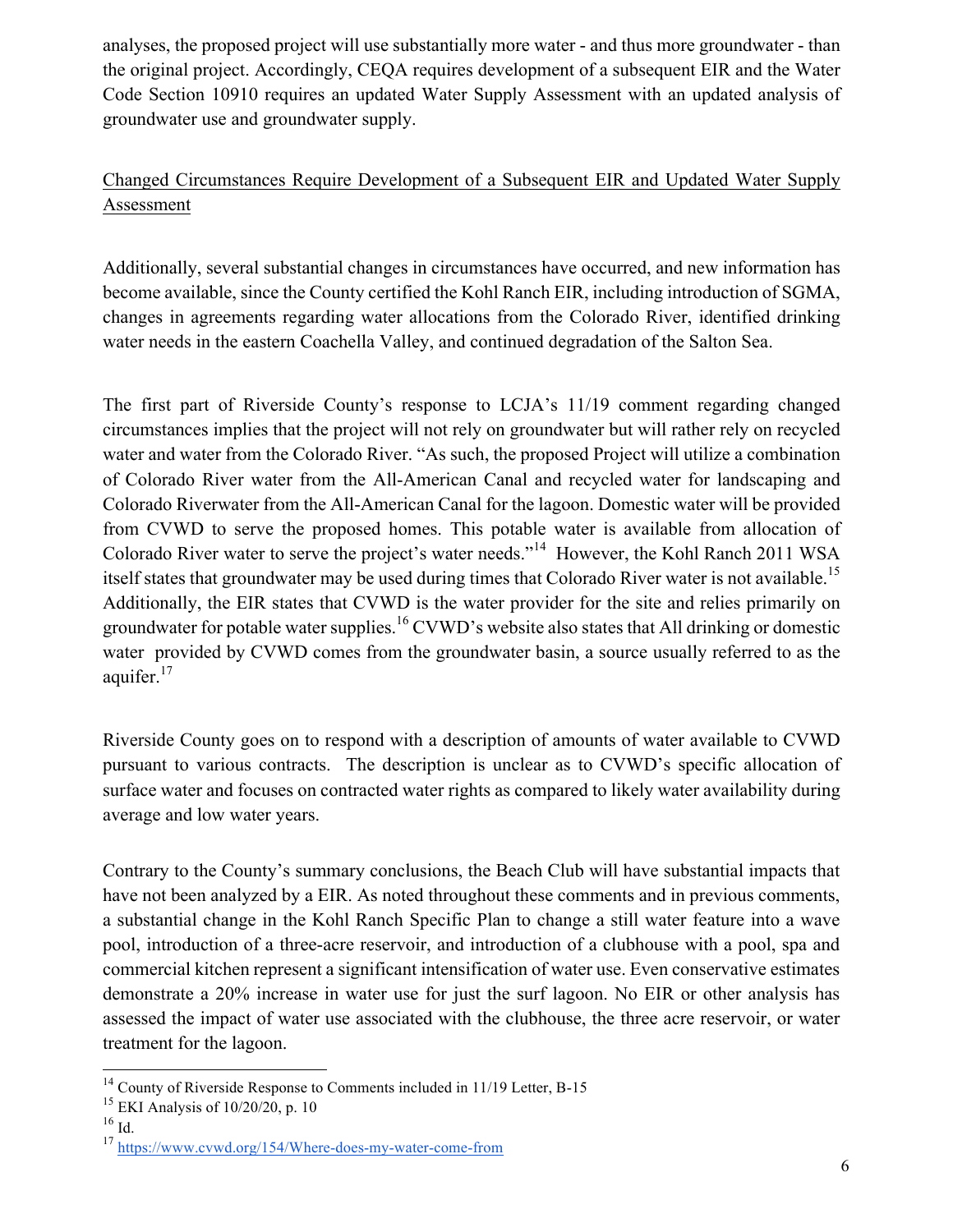analyses, the proposed project will use substantially more water - and thus more groundwater - than the original project. Accordingly, CEQA requires development of a subsequent EIR and the Water Code Section 10910 requires an updated Water Supply Assessment with an updated analysis of groundwater use and groundwater supply.

<u>Changed Circumstances Require Development of a Subsequent EIR and Updated Water Supply Assessment</u>

Additionally, several substantial changes in circumstances have occurred, and new information has become available, since the County certified the Kohl Ranch EIR, including introduction of SGMA, changes in agreements regarding water allocations from the Colorado River, identified drinking water needs in the eastern Coachella Valley, and continued degradation of the Salton Sea.

The first part of Riverside County's response to LCJA's 11/19 comment regarding changed circumstances implies that the project will not rely on groundwater but will rather rely on recycled water and water from the Colorado River. "As such, the proposed Project will utilize a combination of Colorado River water from the All-American Canal and recycled water for landscaping and Colorado Riverwater from the All-American Canal for the lagoon. Domestic water will be provided from CVWD to serve the proposed homes. This potable water is available from allocation of Colorado River water to serve the project's water needs."[14] However, the Kohl Ranch 2011 WSA itself states that groundwater may be used during times that Colorado River water is not available.[15] Additionally, the EIR states that CVWD is the water provider for the site and relies primarily on groundwater for potable water supplies.[16] CVWD's website also states that All drinking or domestic water provided by CVWD comes from the groundwater basin, a source usually referred to as the aquifer.[17]

Riverside County goes on to respond with a description of amounts of water available to CVWD pursuant to various contracts. The description is unclear as to CVWD's specific allocation of surface water and focuses on contracted water rights as compared to likely water availability during average and low water years.

Contrary to the County's summary conclusions, the Beach Club will have substantial impacts that have not been analyzed by a EIR. As noted throughout these comments and in previous comments, a substantial change in the Kohl Ranch Specific Plan to change a still water feature into a wave pool, introduction of a three-acre reservoir, and introduction of a clubhouse with a pool, spa and commercial kitchen represent a significant intensification of water use. Even conservative estimates demonstrate a 20% increase in water use for just the surf lagoon. No EIR or other analysis has assessed the impact of water use associated with the clubhouse, the three acre reservoir, or water treatment for the lagoon.

---

[14] County of Riverside Response to Comments included in 11/19 Letter, B-15

[15] EKI Analysis of 10/20/20, p. 10

[16] Id.

[17] https://www.cvwd.org/154/Where-does-my-water-come-from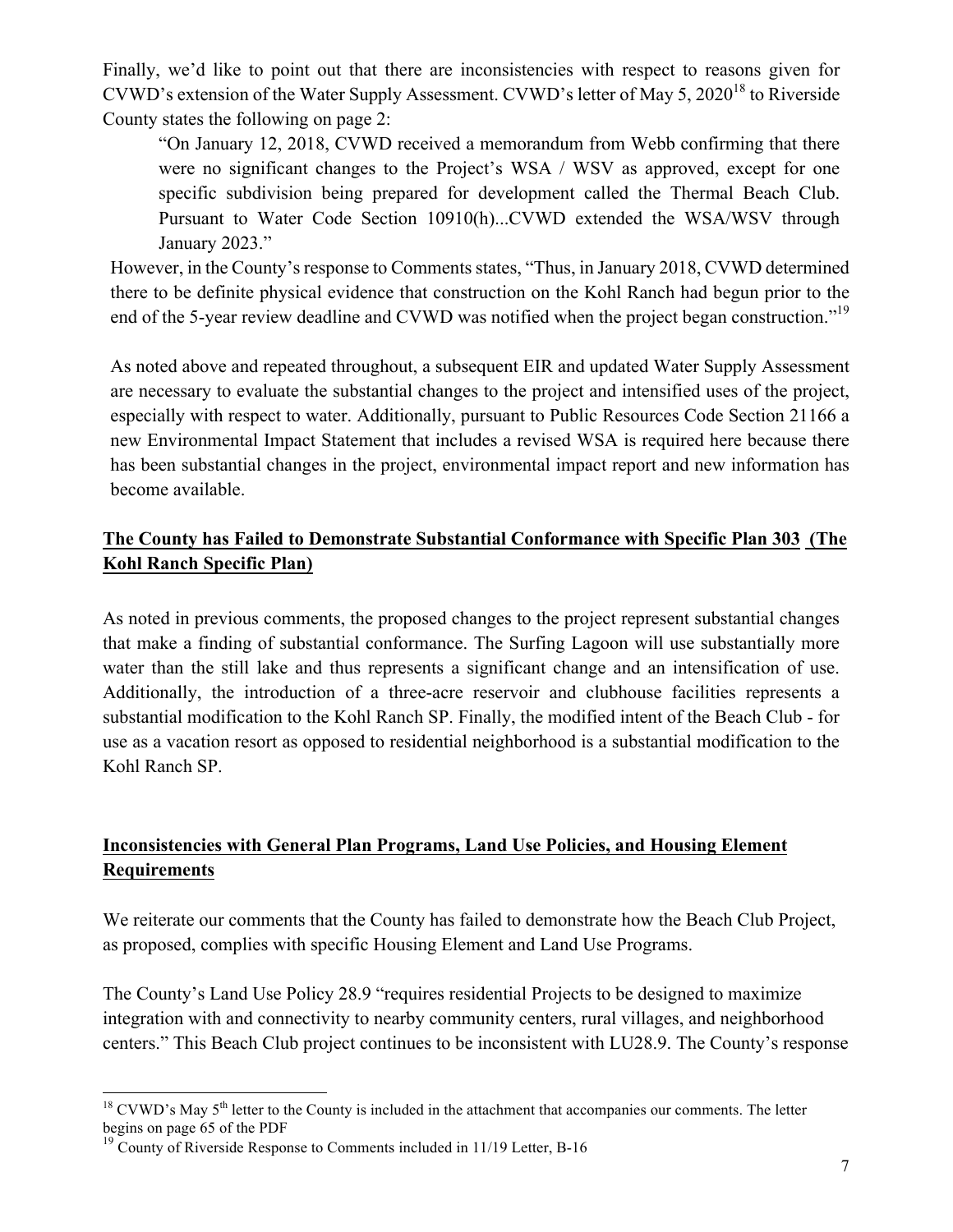Finally, we'd like to point out that there are inconsistencies with respect to reasons given for CVWD's extension of the Water Supply Assessment. CVWD's letter of May 5, 2020[18] to Riverside County states the following on page 2:

> "On January 12, 2018, CVWD received a memorandum from Webb confirming that there were no significant changes to the Project's WSA / WSV as approved, except for one specific subdivision being prepared for development called the Thermal Beach Club. Pursuant to Water Code Section 10910(h)...CVWD extended the WSA/WSV through January 2023."

However, in the County's response to Comments states, "Thus, in January 2018, CVWD determined there to be definite physical evidence that construction on the Kohl Ranch had begun prior to the end of the 5-year review deadline and CVWD was notified when the project began construction."[19]

As noted above and repeated throughout, a subsequent EIR and updated Water Supply Assessment are necessary to evaluate the substantial changes to the project and intensified uses of the project, especially with respect to water. Additionally, pursuant to Public Resources Code Section 21166 a new Environmental Impact Statement that includes a revised WSA is required here because there has been substantial changes in the project, environmental impact report and new information has become available.

**<u>The County has Failed to Demonstrate Substantial Conformance with Specific Plan 303 (The Kohl Ranch Specific Plan)</u>**

As noted in previous comments, the proposed changes to the project represent substantial changes that make a finding of substantial conformance. The Surfing Lagoon will use substantially more water than the still lake and thus represents a significant change and an intensification of use. Additionally, the introduction of a three-acre reservoir and clubhouse facilities represents a substantial modification to the Kohl Ranch SP. Finally, the modified intent of the Beach Club - for use as a vacation resort as opposed to residential neighborhood is a substantial modification to the Kohl Ranch SP.

**<u>Inconsistencies with General Plan Programs, Land Use Policies, and Housing Element Requirements</u>**

We reiterate our comments that the County has failed to demonstrate how the Beach Club Project, as proposed, complies with specific Housing Element and Land Use Programs.

The County's Land Use Policy 28.9 "requires residential Projects to be designed to maximize integration with and connectivity to nearby community centers, rural villages, and neighborhood centers." This Beach Club project continues to be inconsistent with LU28.9. The County's response

---

[18] CVWD's May 5th letter to the County is included in the attachment that accompanies our comments. The letter begins on page 65 of the PDF

[19] County of Riverside Response to Comments included in 11/19 Letter, B-16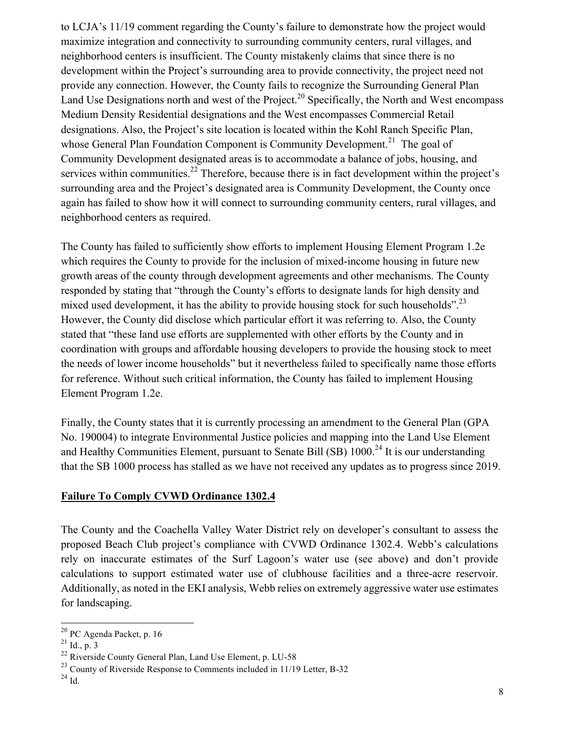to LCJA's 11/19 comment regarding the County's failure to demonstrate how the project would maximize integration and connectivity to surrounding community centers, rural villages, and neighborhood centers is insufficient. The County mistakenly claims that since there is no development within the Project's surrounding area to provide connectivity, the project need not provide any connection. However, the County fails to recognize the Surrounding General Plan Land Use Designations north and west of the Project.[20] Specifically, the North and West encompass Medium Density Residential designations and the West encompasses Commercial Retail designations. Also, the Project's site location is located within the Kohl Ranch Specific Plan, whose General Plan Foundation Component is Community Development.[21] The goal of Community Development designated areas is to accommodate a balance of jobs, housing, and services within communities.[22] Therefore, because there is in fact development within the project's surrounding area and the Project's designated area is Community Development, the County once again has failed to show how it will connect to surrounding community centers, rural villages, and neighborhood centers as required.

The County has failed to sufficiently show efforts to implement Housing Element Program 1.2e which requires the County to provide for the inclusion of mixed-income housing in future new growth areas of the county through development agreements and other mechanisms. The County responded by stating that "through the County's efforts to designate lands for high density and mixed used development, it has the ability to provide housing stock for such households".[23] However, the County did disclose which particular effort it was referring to. Also, the County stated that "these land use efforts are supplemented with other efforts by the County and in coordination with groups and affordable housing developers to provide the housing stock to meet the needs of lower income households" but it nevertheless failed to specifically name those efforts for reference. Without such critical information, the County has failed to implement Housing Element Program 1.2e.

Finally, the County states that it is currently processing an amendment to the General Plan (GPA No. 190004) to integrate Environmental Justice policies and mapping into the Land Use Element and Healthy Communities Element, pursuant to Senate Bill (SB) 1000.[24] It is our understanding that the SB 1000 process has stalled as we have not received any updates as to progress since 2019.

**<u>Failure To Comply CVWD Ordinance 1302.4</u>**

The County and the Coachella Valley Water District rely on developer's consultant to assess the proposed Beach Club project's compliance with CVWD Ordinance 1302.4. Webb's calculations rely on inaccurate estimates of the Surf Lagoon's water use (see above) and don't provide calculations to support estimated water use of clubhouse facilities and a three-acre reservoir. Additionally, as noted in the EKI analysis, Webb relies on extremely aggressive water use estimates for landscaping.

---

[20] PC Agenda Packet, p. 16

[21] Id., p. 3

[22] Riverside County General Plan, Land Use Element, p. LU-58

[23] County of Riverside Response to Comments included in 11/19 Letter, B-32

[24] Id.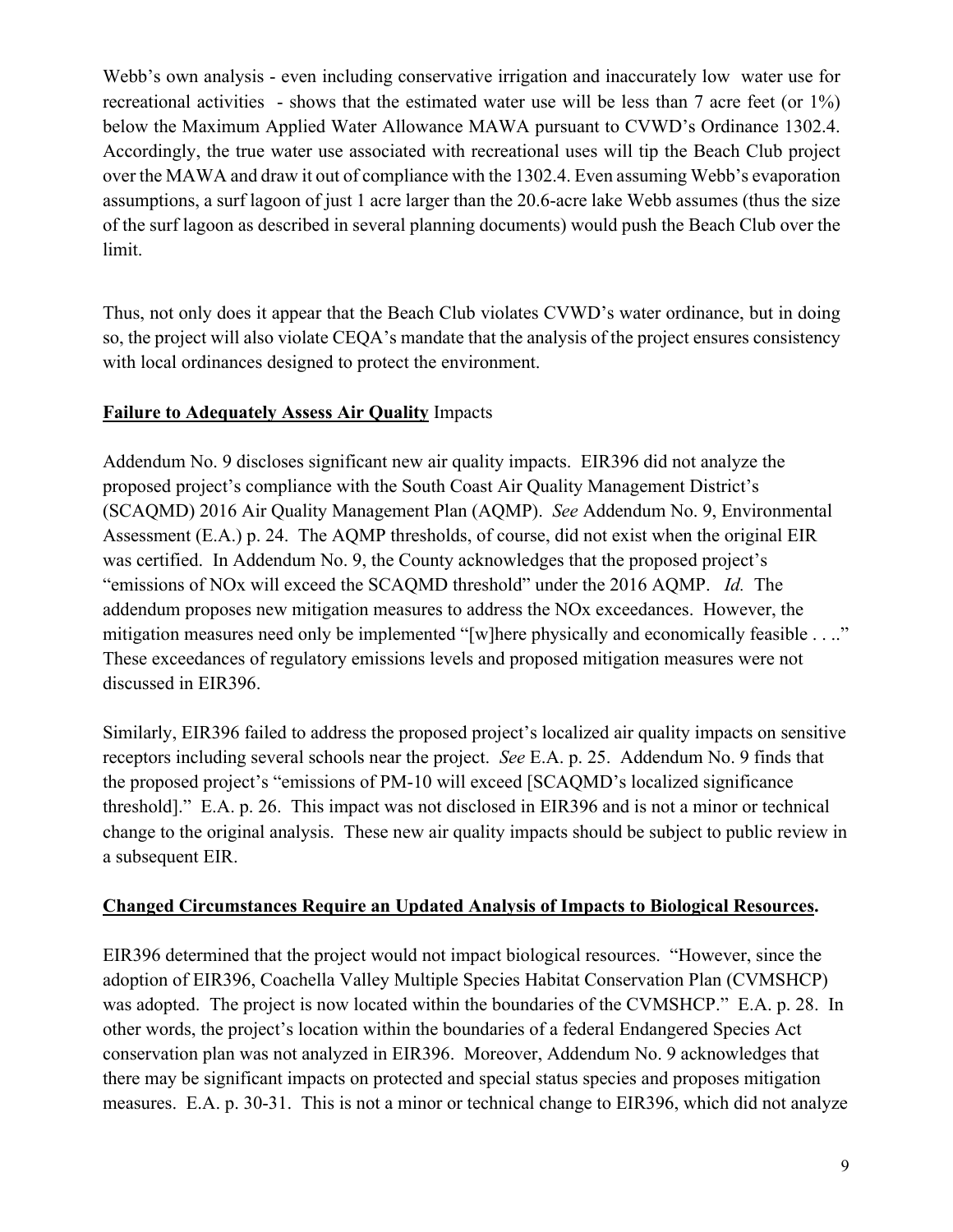Webb's own analysis - even including conservative irrigation and inaccurately low water use for recreational activities - shows that the estimated water use will be less than 7 acre feet (or 1%) below the Maximum Applied Water Allowance MAWA pursuant to CVWD's Ordinance 1302.4. Accordingly, the true water use associated with recreational uses will tip the Beach Club project over the MAWA and draw it out of compliance with the 1302.4. Even assuming Webb's evaporation assumptions, a surf lagoon of just 1 acre larger than the 20.6-acre lake Webb assumes (thus the size of the surf lagoon as described in several planning documents) would push the Beach Club over the limit.

Thus, not only does it appear that the Beach Club violates CVWD's water ordinance, but in doing so, the project will also violate CEQA's mandate that the analysis of the project ensures consistency with local ordinances designed to protect the environment.

**Failure to Adequately Assess Air Quality** Impacts

Addendum No. 9 discloses significant new air quality impacts. EIR396 did not analyze the proposed project's compliance with the South Coast Air Quality Management District's (SCAQMD) 2016 Air Quality Management Plan (AQMP). *See* Addendum No. 9, Environmental Assessment (E.A.) p. 24. The AQMP thresholds, of course, did not exist when the original EIR was certified. In Addendum No. 9, the County acknowledges that the proposed project's "emissions of NOx will exceed the SCAQMD threshold" under the 2016 AQMP. *Id.* The addendum proposes new mitigation measures to address the NOx exceedances. However, the mitigation measures need only be implemented "[w]here physically and economically feasible . . .." These exceedances of regulatory emissions levels and proposed mitigation measures were not discussed in EIR396.

Similarly, EIR396 failed to address the proposed project's localized air quality impacts on sensitive receptors including several schools near the project. *See* E.A. p. 25. Addendum No. 9 finds that the proposed project's "emissions of PM-10 will exceed [SCAQMD's localized significance threshold]." E.A. p. 26. This impact was not disclosed in EIR396 and is not a minor or technical change to the original analysis. These new air quality impacts should be subject to public review in a subsequent EIR.

**Changed Circumstances Require an Updated Analysis of Impacts to Biological Resources.**

EIR396 determined that the project would not impact biological resources. "However, since the adoption of EIR396, Coachella Valley Multiple Species Habitat Conservation Plan (CVMSHCP) was adopted. The project is now located within the boundaries of the CVMSHCP." E.A. p. 28. In other words, the project's location within the boundaries of a federal Endangered Species Act conservation plan was not analyzed in EIR396. Moreover, Addendum No. 9 acknowledges that there may be significant impacts on protected and special status species and proposes mitigation measures. E.A. p. 30-31. This is not a minor or technical change to EIR396, which did not analyze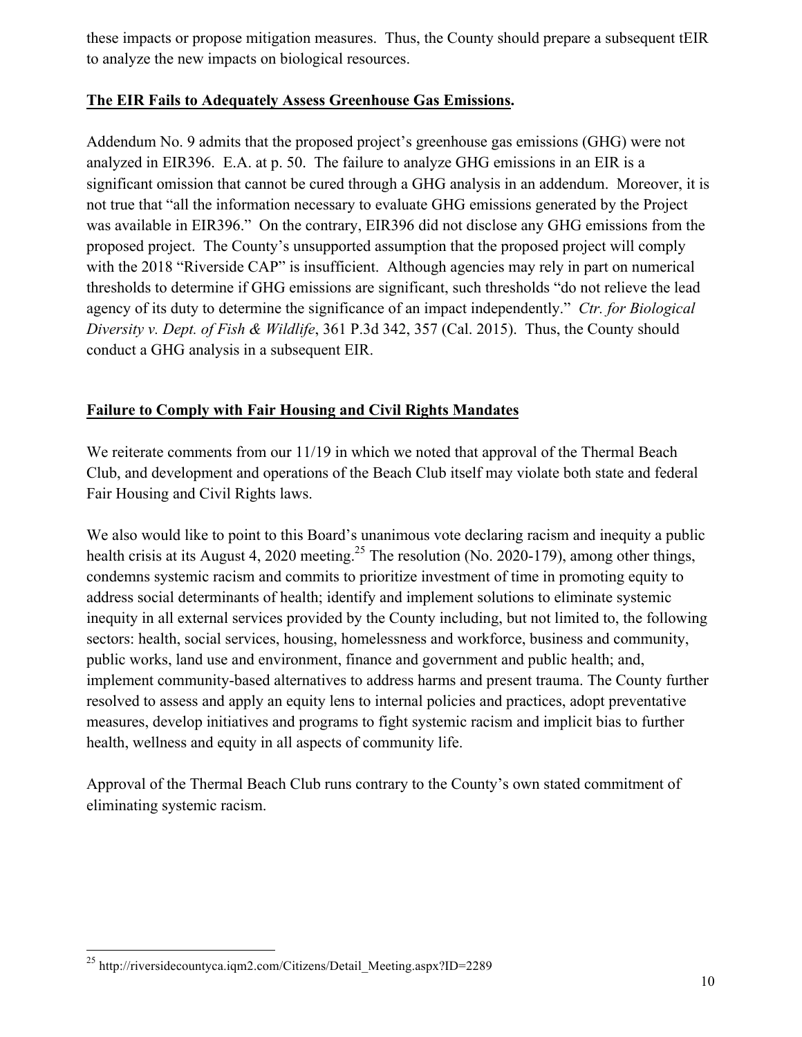these impacts or propose mitigation measures. Thus, the County should prepare a subsequent tEIR to analyze the new impacts on biological resources.

**The EIR Fails to Adequately Assess Greenhouse Gas Emissions.**

Addendum No. 9 admits that the proposed project's greenhouse gas emissions (GHG) were not analyzed in EIR396. E.A. at p. 50. The failure to analyze GHG emissions in an EIR is a significant omission that cannot be cured through a GHG analysis in an addendum. Moreover, it is not true that "all the information necessary to evaluate GHG emissions generated by the Project was available in EIR396." On the contrary, EIR396 did not disclose any GHG emissions from the proposed project. The County's unsupported assumption that the proposed project will comply with the 2018 "Riverside CAP" is insufficient. Although agencies may rely in part on numerical thresholds to determine if GHG emissions are significant, such thresholds "do not relieve the lead agency of its duty to determine the significance of an impact independently." *Ctr. for Biological Diversity v. Dept. of Fish & Wildlife*, 361 P.3d 342, 357 (Cal. 2015). Thus, the County should conduct a GHG analysis in a subsequent EIR.

**Failure to Comply with Fair Housing and Civil Rights Mandates**

We reiterate comments from our 11/19 in which we noted that approval of the Thermal Beach Club, and development and operations of the Beach Club itself may violate both state and federal Fair Housing and Civil Rights laws.

We also would like to point to this Board's unanimous vote declaring racism and inequity a public health crisis at its August 4, 2020 meeting.[25] The resolution (No. 2020-179), among other things, condemns systemic racism and commits to prioritize investment of time in promoting equity to address social determinants of health; identify and implement solutions to eliminate systemic inequity in all external services provided by the County including, but not limited to, the following sectors: health, social services, housing, homelessness and workforce, business and community, public works, land use and environment, finance and government and public health; and, implement community-based alternatives to address harms and present trauma. The County further resolved to assess and apply an equity lens to internal policies and practices, adopt preventative measures, develop initiatives and programs to fight systemic racism and implicit bias to further health, wellness and equity in all aspects of community life.

Approval of the Thermal Beach Club runs contrary to the County's own stated commitment of eliminating systemic racism.

---

[25] http://riversidecountyca.iqm2.com/Citizens/Detail_Meeting.aspx?ID=2289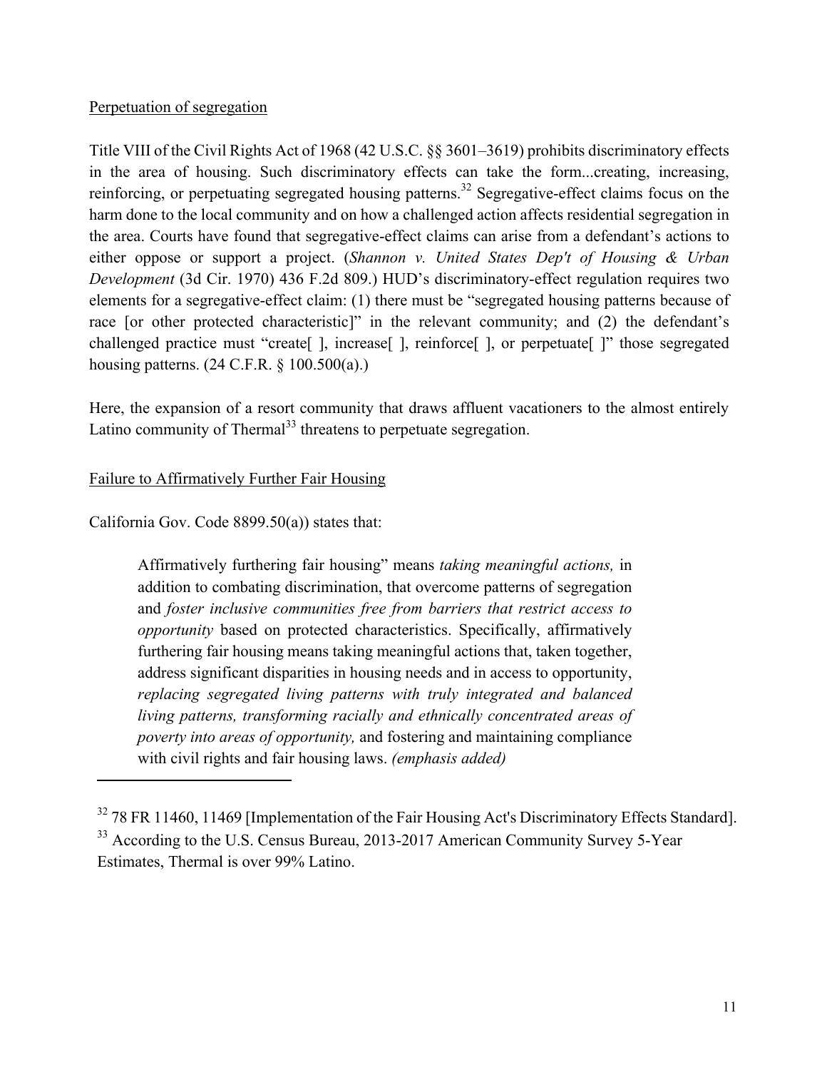Perpetuation of segregation

Title VIII of the Civil Rights Act of 1968 (42 U.S.C. §§ 3601–3619) prohibits discriminatory effects in the area of housing. Such discriminatory effects can take the form...creating, increasing, reinforcing, or perpetuating segregated housing patterns.[32] Segregative-effect claims focus on the harm done to the local community and on how a challenged action affects residential segregation in the area. Courts have found that segregative-effect claims can arise from a defendant's actions to either oppose or support a project. (*Shannon v. United States Dep't of Housing & Urban Development* (3d Cir. 1970) 436 F.2d 809.) HUD's discriminatory-effect regulation requires two elements for a segregative-effect claim: (1) there must be "segregated housing patterns because of race [or other protected characteristic]" in the relevant community; and (2) the defendant's challenged practice must "create[ ], increase[ ], reinforce[ ], or perpetuate[ ]" those segregated housing patterns. (24 C.F.R. § 100.500(a).)

Here, the expansion of a resort community that draws affluent vacationers to the almost entirely Latino community of Thermal[33] threatens to perpetuate segregation.

Failure to Affirmatively Further Fair Housing

California Gov. Code 8899.50(a)) states that:

> Affirmatively furthering fair housing" means *taking meaningful actions,* in addition to combating discrimination, that overcome patterns of segregation and *foster inclusive communities free from barriers that restrict access to opportunity* based on protected characteristics. Specifically, affirmatively furthering fair housing means taking meaningful actions that, taken together, address significant disparities in housing needs and in access to opportunity, *replacing segregated living patterns with truly integrated and balanced living patterns, transforming racially and ethnically concentrated areas of poverty into areas of opportunity,* and fostering and maintaining compliance with civil rights and fair housing laws. *(emphasis added)*

---

[32] 78 FR 11460, 11469 [Implementation of the Fair Housing Act's Discriminatory Effects Standard].

[33] According to the U.S. Census Bureau, 2013-2017 American Community Survey 5-Year Estimates, Thermal is over 99% Latino.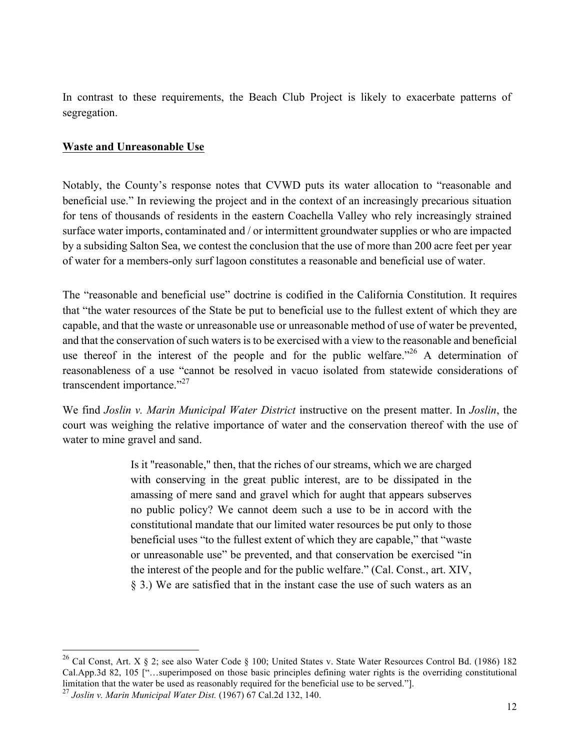In contrast to these requirements, the Beach Club Project is likely to exacerbate patterns of segregation.

**Waste and Unreasonable Use**

Notably, the County's response notes that CVWD puts its water allocation to "reasonable and beneficial use." In reviewing the project and in the context of an increasingly precarious situation for tens of thousands of residents in the eastern Coachella Valley who rely increasingly strained surface water imports, contaminated and / or intermittent groundwater supplies or who are impacted by a subsiding Salton Sea, we contest the conclusion that the use of more than 200 acre feet per year of water for a members-only surf lagoon constitutes a reasonable and beneficial use of water.

The "reasonable and beneficial use" doctrine is codified in the California Constitution. It requires that "the water resources of the State be put to beneficial use to the fullest extent of which they are capable, and that the waste or unreasonable use or unreasonable method of use of water be prevented, and that the conservation of such waters is to be exercised with a view to the reasonable and beneficial use thereof in the interest of the people and for the public welfare."[26] A determination of reasonableness of a use "cannot be resolved in vacuo isolated from statewide considerations of transcendent importance."[27]

We find *Joslin v. Marin Municipal Water District* instructive on the present matter. In *Joslin*, the court was weighing the relative importance of water and the conservation thereof with the use of water to mine gravel and sand.

> Is it "reasonable," then, that the riches of our streams, which we are charged with conserving in the great public interest, are to be dissipated in the amassing of mere sand and gravel which for aught that appears subserves no public policy? We cannot deem such a use to be in accord with the constitutional mandate that our limited water resources be put only to those beneficial uses "to the fullest extent of which they are capable," that "waste or unreasonable use" be prevented, and that conservation be exercised "in the interest of the people and for the public welfare." (Cal. Const., art. XIV, § 3.) We are satisfied that in the instant case the use of such waters as an

---

[26] Cal Const, Art. X § 2; see also Water Code § 100; United States v. State Water Resources Control Bd. (1986) 182 Cal.App.3d 82, 105 ["…superimposed on those basic principles defining water rights is the overriding constitutional limitation that the water be used as reasonably required for the beneficial use to be served."].

[27] *Joslin v. Marin Municipal Water Dist.* (1967) 67 Cal.2d 132, 140.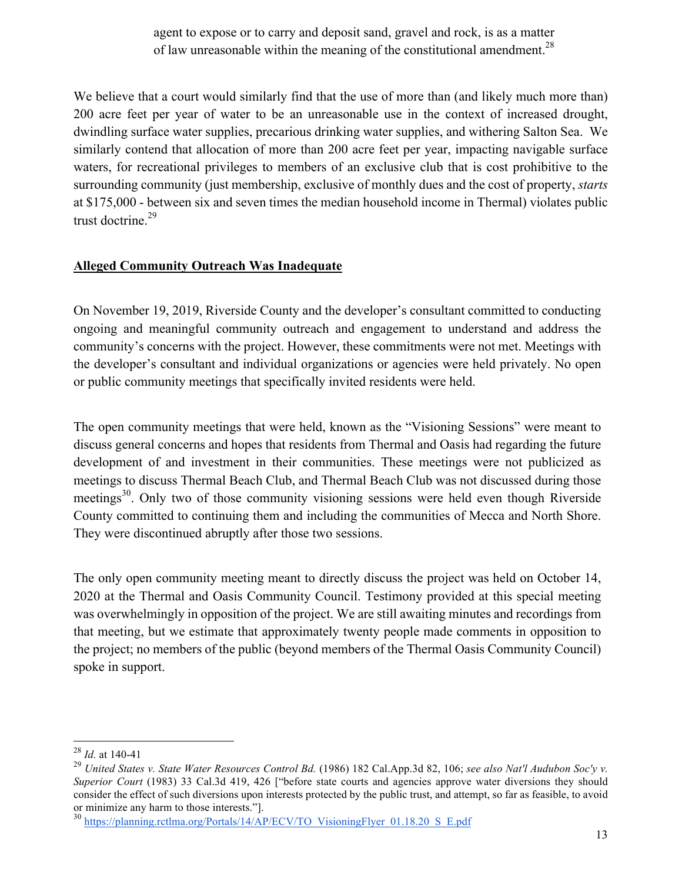> agent to expose or to carry and deposit sand, gravel and rock, is as a matter of law unreasonable within the meaning of the constitutional amendment.[28]

We believe that a court would similarly find that the use of more than (and likely much more than) 200 acre feet per year of water to be an unreasonable use in the context of increased drought, dwindling surface water supplies, precarious drinking water supplies, and withering Salton Sea. We similarly contend that allocation of more than 200 acre feet per year, impacting navigable surface waters, for recreational privileges to members of an exclusive club that is cost prohibitive to the surrounding community (just membership, exclusive of monthly dues and the cost of property, *starts* at $175,000 - between six and seven times the median household income in Thermal) violates public trust doctrine.[29]

**Alleged Community Outreach Was Inadequate**

On November 19, 2019, Riverside County and the developer's consultant committed to conducting ongoing and meaningful community outreach and engagement to understand and address the community's concerns with the project. However, these commitments were not met. Meetings with the developer's consultant and individual organizations or agencies were held privately. No open or public community meetings that specifically invited residents were held.

The open community meetings that were held, known as the "Visioning Sessions" were meant to discuss general concerns and hopes that residents from Thermal and Oasis had regarding the future development of and investment in their communities. These meetings were not publicized as meetings to discuss Thermal Beach Club, and Thermal Beach Club was not discussed during those meetings[30]. Only two of those community visioning sessions were held even though Riverside County committed to continuing them and including the communities of Mecca and North Shore. They were discontinued abruptly after those two sessions.

The only open community meeting meant to directly discuss the project was held on October 14, 2020 at the Thermal and Oasis Community Council. Testimony provided at this special meeting was overwhelmingly in opposition of the project. We are still awaiting minutes and recordings from that meeting, but we estimate that approximately twenty people made comments in opposition to the project; no members of the public (beyond members of the Thermal Oasis Community Council) spoke in support.

---

[28] *Id.* at 140-41

[29] *United States v. State Water Resources Control Bd.* (1986) 182 Cal.App.3d 82, 106; *see also Nat'l Audubon Soc'y v. Superior Court* (1983) 33 Cal.3d 419, 426 ["before state courts and agencies approve water diversions they should consider the effect of such diversions upon interests protected by the public trust, and attempt, so far as feasible, to avoid or minimize any harm to those interests."].

[30] https://planning.rctlma.org/Portals/14/AP/ECV/TO_VisioningFlyer_01.18.20_S_E.pdf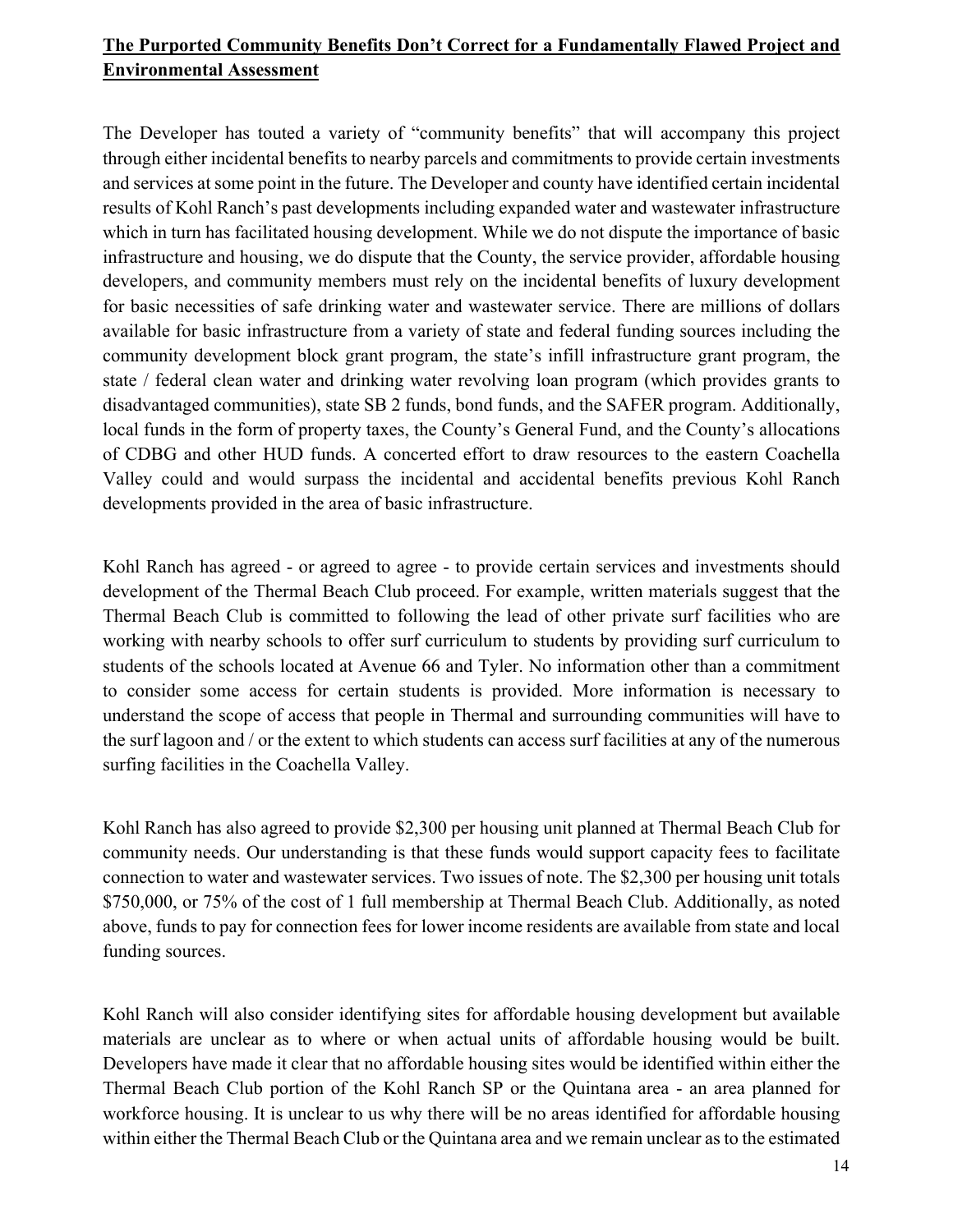**The Purported Community Benefits Don't Correct for a Fundamentally Flawed Project and Environmental Assessment**

The Developer has touted a variety of "community benefits" that will accompany this project through either incidental benefits to nearby parcels and commitments to provide certain investments and services at some point in the future. The Developer and county have identified certain incidental results of Kohl Ranch's past developments including expanded water and wastewater infrastructure which in turn has facilitated housing development. While we do not dispute the importance of basic infrastructure and housing, we do dispute that the County, the service provider, affordable housing developers, and community members must rely on the incidental benefits of luxury development for basic necessities of safe drinking water and wastewater service. There are millions of dollars available for basic infrastructure from a variety of state and federal funding sources including the community development block grant program, the state's infill infrastructure grant program, the state / federal clean water and drinking water revolving loan program (which provides grants to disadvantaged communities), state SB 2 funds, bond funds, and the SAFER program. Additionally, local funds in the form of property taxes, the County's General Fund, and the County's allocations of CDBG and other HUD funds. A concerted effort to draw resources to the eastern Coachella Valley could and would surpass the incidental and accidental benefits previous Kohl Ranch developments provided in the area of basic infrastructure.

Kohl Ranch has agreed - or agreed to agree - to provide certain services and investments should development of the Thermal Beach Club proceed. For example, written materials suggest that the Thermal Beach Club is committed to following the lead of other private surf facilities who are working with nearby schools to offer surf curriculum to students by providing surf curriculum to students of the schools located at Avenue 66 and Tyler. No information other than a commitment to consider some access for certain students is provided. More information is necessary to understand the scope of access that people in Thermal and surrounding communities will have to the surf lagoon and / or the extent to which students can access surf facilities at any of the numerous surfing facilities in the Coachella Valley.

Kohl Ranch has also agreed to provide $2,300 per housing unit planned at Thermal Beach Club for community needs. Our understanding is that these funds would support capacity fees to facilitate connection to water and wastewater services. Two issues of note. The $2,300 per housing unit totals $750,000, or 75% of the cost of 1 full membership at Thermal Beach Club. Additionally, as noted above, funds to pay for connection fees for lower income residents are available from state and local funding sources.

Kohl Ranch will also consider identifying sites for affordable housing development but available materials are unclear as to where or when actual units of affordable housing would be built. Developers have made it clear that no affordable housing sites would be identified within either the Thermal Beach Club portion of the Kohl Ranch SP or the Quintana area - an area planned for workforce housing. It is unclear to us why there will be no areas identified for affordable housing within either the Thermal Beach Club or the Quintana area and we remain unclear as to the estimated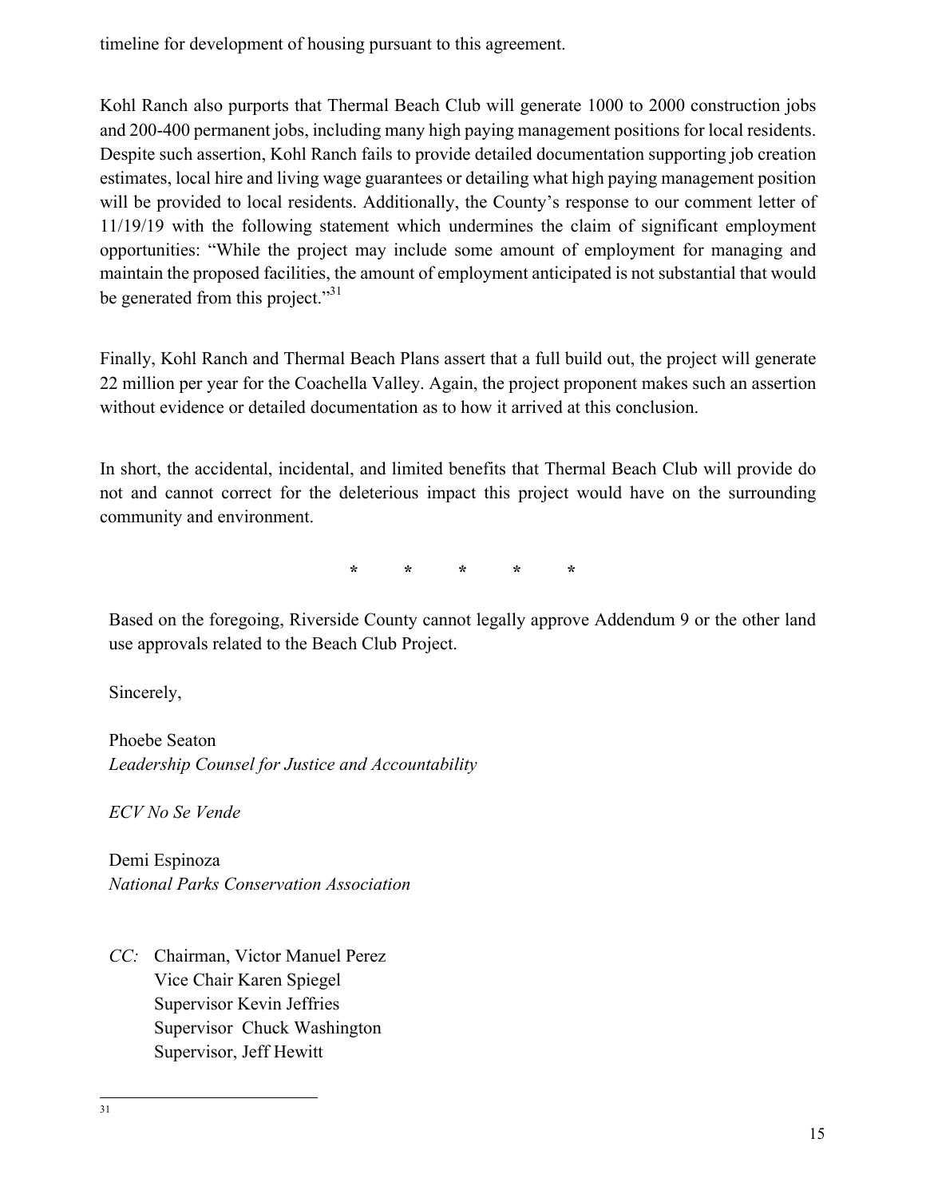timeline for development of housing pursuant to this agreement.

Kohl Ranch also purports that Thermal Beach Club will generate 1000 to 2000 construction jobs and 200-400 permanent jobs, including many high paying management positions for local residents. Despite such assertion, Kohl Ranch fails to provide detailed documentation supporting job creation estimates, local hire and living wage guarantees or detailing what high paying management position will be provided to local residents. Additionally, the County's response to our comment letter of 11/19/19 with the following statement which undermines the claim of significant employment opportunities: "While the project may include some amount of employment for managing and maintain the proposed facilities, the amount of employment anticipated is not substantial that would be generated from this project."[31]

Finally, Kohl Ranch and Thermal Beach Plans assert that a full build out, the project will generate 22 million per year for the Coachella Valley. Again, the project proponent makes such an assertion without evidence or detailed documentation as to how it arrived at this conclusion.

In short, the accidental, incidental, and limited benefits that Thermal Beach Club will provide do not and cannot correct for the deleterious impact this project would have on the surrounding community and environment.

\* \* \* \* \*

Based on the foregoing, Riverside County cannot legally approve Addendum 9 or the other land use approvals related to the Beach Club Project.

Sincerely,

Phoebe Seaton
*Leadership Counsel for Justice and Accountability*

*ECV No Se Vende*

Demi Espinoza
*National Parks Conservation Association*

*CC:* Chairman, Victor Manuel Perez
Vice Chair Karen Spiegel
Supervisor Kevin Jeffries
Supervisor Chuck Washington
Supervisor, Jeff Hewitt

---

[31]